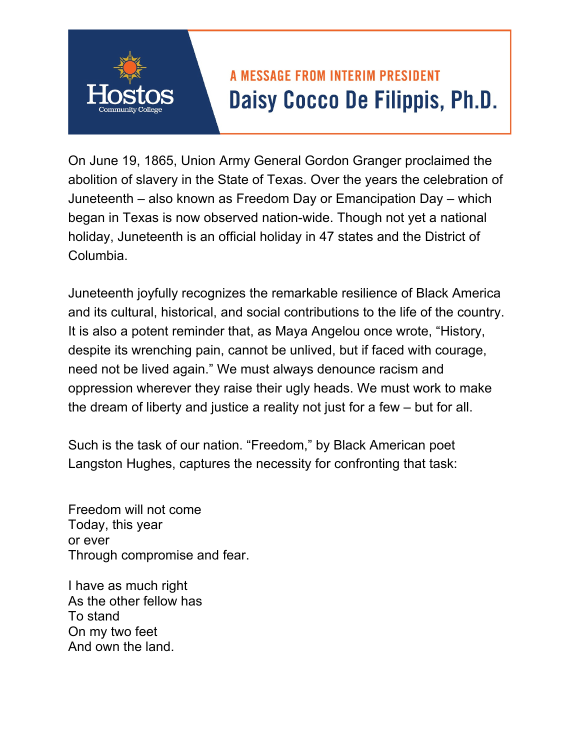Hostos
Community College

## A MESSAGE FROM INTERIM PRESIDENT

# Daisy Cocco De Filippis, Ph.D.

On June 19, 1865, Union Army General Gordon Granger proclaimed the abolition of slavery in the State of Texas. Over the years the celebration of Juneteenth – also known as Freedom Day or Emancipation Day – which began in Texas is now observed nation-wide. Though not yet a national holiday, Juneteenth is an official holiday in 47 states and the District of Columbia.

Juneteenth joyfully recognizes the remarkable resilience of Black America and its cultural, historical, and social contributions to the life of the country. It is also a potent reminder that, as Maya Angelou once wrote, "History, despite its wrenching pain, cannot be unlived, but if faced with courage, need not be lived again." We must always denounce racism and oppression wherever they raise their ugly heads. We must work to make the dream of liberty and justice a reality not just for a few – but for all.

Such is the task of our nation. "Freedom," by Black American poet Langston Hughes, captures the necessity for confronting that task:

Freedom will not come  
Today, this year  
or ever  
Through compromise and fear.

I have as much right  
As the other fellow has  
To stand  
On my two feet  
And own the land.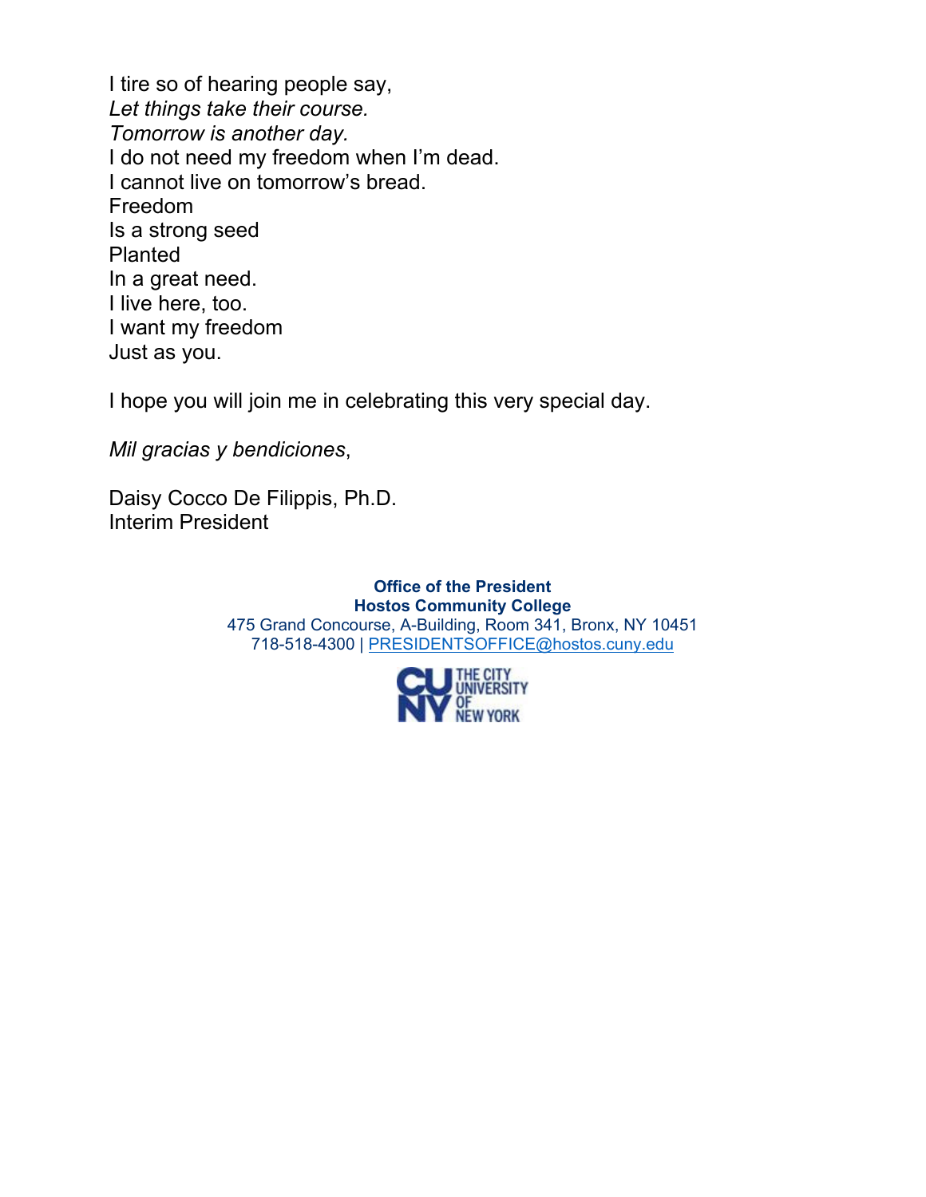I tire so of hearing people say,  
*Let things take their course.*  
*Tomorrow is another day.*  
I do not need my freedom when I'm dead.  
I cannot live on tomorrow's bread.  
Freedom  
Is a strong seed  
Planted  
In a great need.  
I live here, too.  
I want my freedom  
Just as you.

I hope you will join me in celebrating this very special day.

*Mil gracias y bendiciones*,

Daisy Cocco De Filippis, Ph.D.  
Interim President

**Office of the President**  
**Hostos Community College**  
475 Grand Concourse, A-Building, Room 341, Bronx, NY 10451  
718-518-4300 | PRESIDENTSOFFICE@hostos.cuny.edu

CUNY THE CITY UNIVERSITY OF NEW YORK